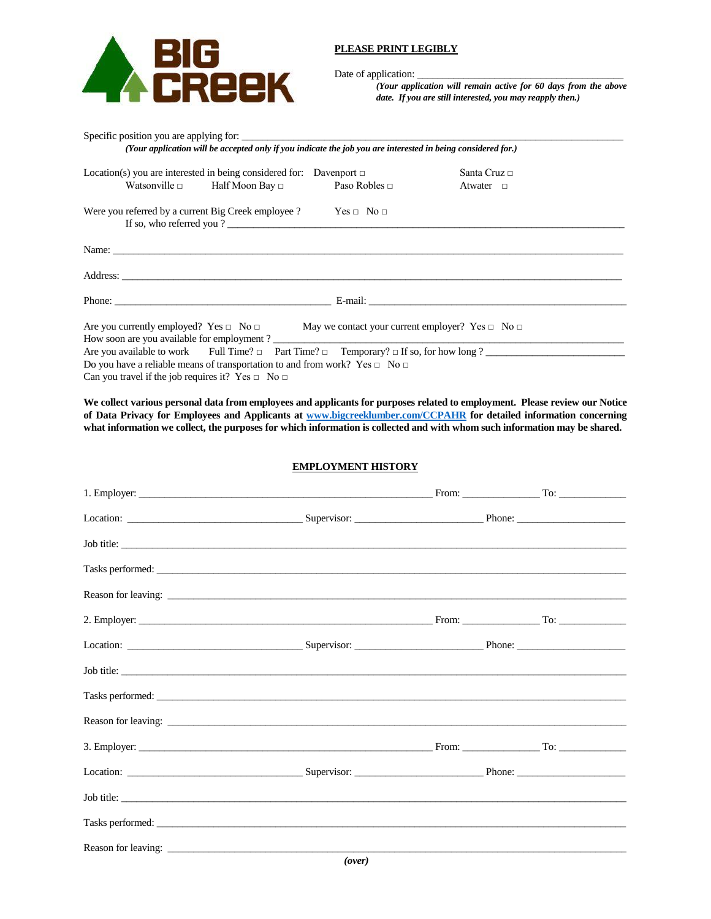**BIG CREEK**

**PLEASE PRINT LEGIBLY**

Date of application: ___________________________________________

*(Your application will remain active for 60 days from the above date. If you are still interested, you may reapply then.)*

Specific position you are applying for: ___________________________________________

***(Your application will be accepted only if you indicate the job you are interested in being considered for.)***

Location(s) you are interested in being considered for: Davenport □ Santa Cruz □ Watsonville □ Half Moon Bay □ Paso Robles □ Atwater □

Were you referred by a current Big Creek employee ? Yes □ No □

If so, who referred you ? ___________________________________________

Name: ___________________________________________

Address: ___________________________________________

Phone: ______________________ E-mail: ______________________

Are you currently employed? Yes □ No □ May we contact your current employer? Yes □ No □

How soon are you available for employment ? ___________________________________________

Are you available to work Full Time? □ Part Time? □ Temporary? □ If so, for how long ? ______________________

Do you have a reliable means of transportation to and from work? Yes □ No □

Can you travel if the job requires it? Yes □ No □

**We collect various personal data from employees and applicants for purposes related to employment. Please review our Notice of Data Privacy for Employees and Applicants at [www.bigcreeklumber.com/CCPAHR](http://www.bigcreeklumber.com/CCPAHR) for detailed information concerning what information we collect, the purposes for which information is collected and with whom such information may be shared.**

## EMPLOYMENT HISTORY

1. Employer: ______________________ From: __________ To: __________

Location: ______________________ Supervisor: ______________________ Phone: ______________________

Job title: ___________________________________________

Tasks performed: ___________________________________________

Reason for leaving: ___________________________________________

2. Employer: ______________________ From: __________ To: __________

Location: ______________________ Supervisor: ______________________ Phone: ______________________

Job title: ___________________________________________

Tasks performed: ___________________________________________

Reason for leaving: ___________________________________________

3. Employer: ______________________ From: __________ To: __________

Location: ______________________ Supervisor: ______________________ Phone: ______________________

Job title: ___________________________________________

Tasks performed: ___________________________________________

Reason for leaving: ___________________________________________

*(over)*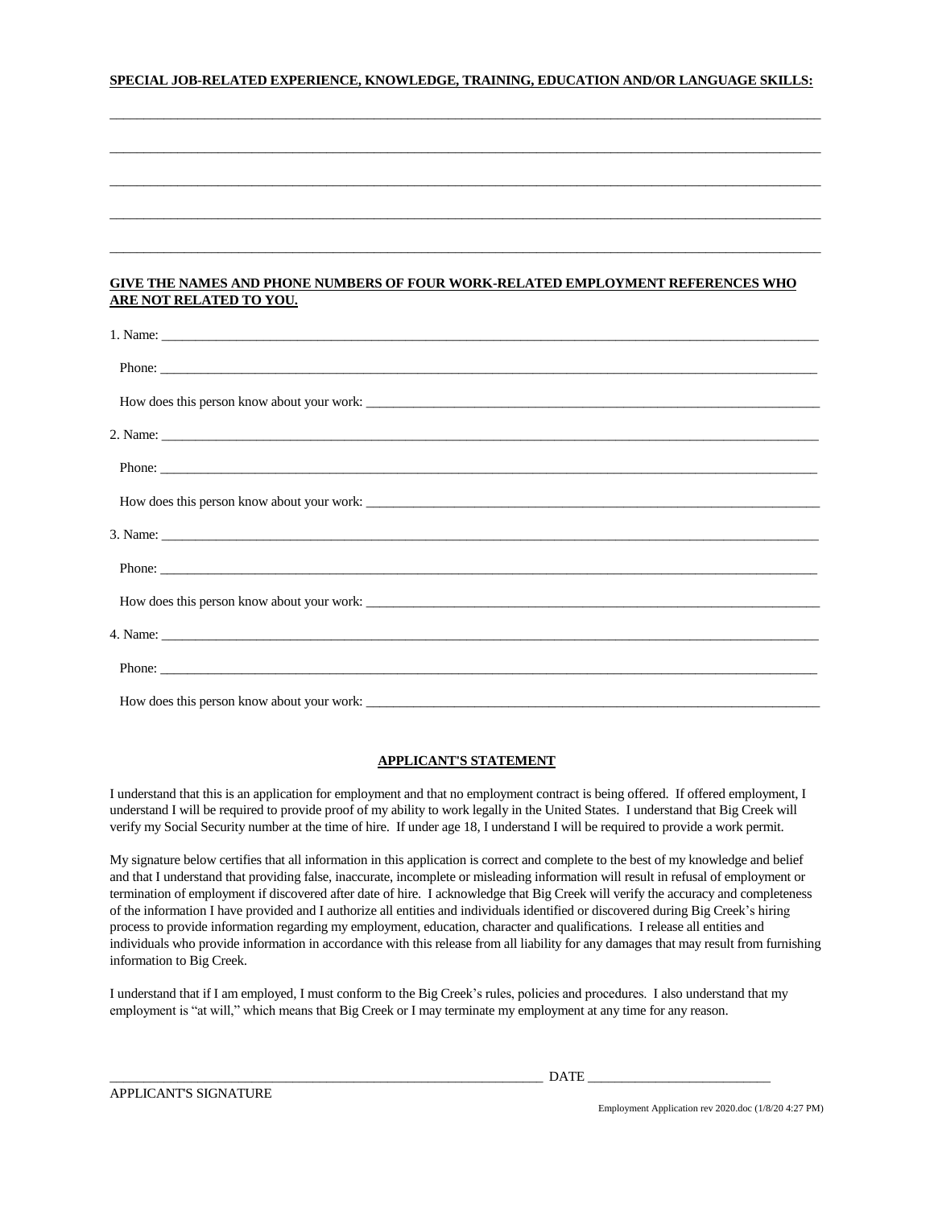**SPECIAL JOB-RELATED EXPERIENCE, KNOWLEDGE, TRAINING, EDUCATION AND/OR LANGUAGE SKILLS:**

______________________________________________________________________________

______________________________________________________________________________

______________________________________________________________________________

______________________________________________________________________________

______________________________________________________________________________

**GIVE THE NAMES AND PHONE NUMBERS OF FOUR WORK-RELATED EMPLOYMENT REFERENCES WHO ARE NOT RELATED TO YOU.**

1. Name: ______________________________________________________________________

   Phone: ______________________________________________________________________

   How does this person know about your work: ________________________________________

2. Name: ______________________________________________________________________

   Phone: ______________________________________________________________________

   How does this person know about your work: ________________________________________

3. Name: ______________________________________________________________________

   Phone: ______________________________________________________________________

   How does this person know about your work: ________________________________________

4. Name: ______________________________________________________________________

   Phone: ______________________________________________________________________

   How does this person know about your work: ________________________________________

## APPLICANT'S STATEMENT

I understand that this is an application for employment and that no employment contract is being offered. If offered employment, I understand I will be required to provide proof of my ability to work legally in the United States. I understand that Big Creek will verify my Social Security number at the time of hire. If under age 18, I understand I will be required to provide a work permit.

My signature below certifies that all information in this application is correct and complete to the best of my knowledge and belief and that I understand that providing false, inaccurate, incomplete or misleading information will result in refusal of employment or termination of employment if discovered after date of hire. I acknowledge that Big Creek will verify the accuracy and completeness of the information I have provided and I authorize all entities and individuals identified or discovered during Big Creek's hiring process to provide information regarding my employment, education, character and qualifications. I release all entities and individuals who provide information in accordance with this release from all liability for any damages that may result from furnishing information to Big Creek.

I understand that if I am employed, I must conform to the Big Creek's rules, policies and procedures. I also understand that my employment is "at will," which means that Big Creek or I may terminate my employment at any time for any reason.

______________________________________________ DATE ___________________

APPLICANT'S SIGNATURE

Employment Application rev 2020.doc (1/8/20 4:27 PM)